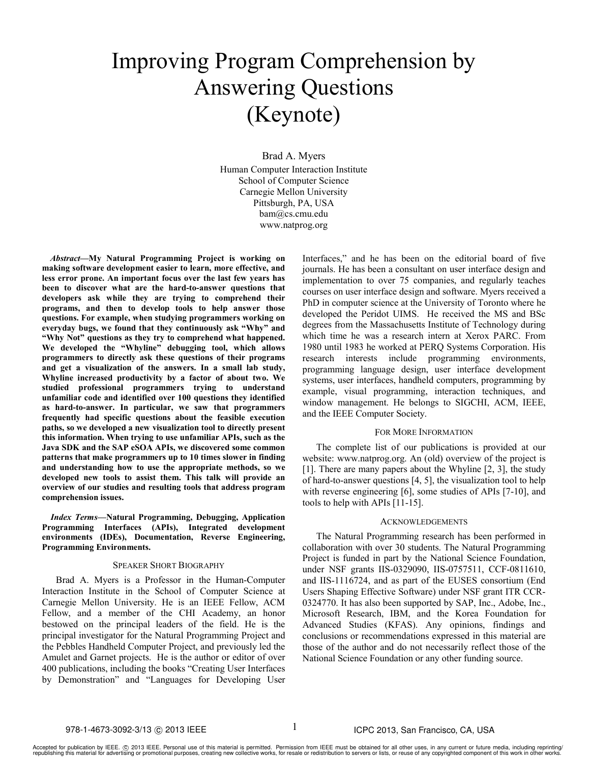# Improving Program Comprehension by Answering Questions (Keynote)

Brad A. Myers
Human Computer Interaction Institute
School of Computer Science
Carnegie Mellon University
Pittsburgh, PA, USA
bam@cs.cmu.edu
www.natprog.org

***Abstract*—My Natural Programming Project is working on making software development easier to learn, more effective, and less error prone. An important focus over the last few years has been to discover what are the hard-to-answer questions that developers ask while they are trying to comprehend their programs, and then to develop tools to help answer those questions. For example, when studying programmers working on everyday bugs, we found that they continuously ask "Why" and "Why Not" questions as they try to comprehend what happened. We developed the "Whyline" debugging tool, which allows programmers to directly ask these questions of their programs and get a visualization of the answers. In a small lab study, Whyline increased productivity by a factor of about two. We studied professional programmers trying to understand unfamiliar code and identified over 100 questions they identified as hard-to-answer. In particular, we saw that programmers frequently had specific questions about the feasible execution paths, so we developed a new visualization tool to directly present this information. When trying to use unfamiliar APIs, such as the Java SDK and the SAP eSOA APIs, we discovered some common patterns that make programmers up to 10 times slower in finding and understanding how to use the appropriate methods, so we developed new tools to assist them. This talk will provide an overview of our studies and resulting tools that address program comprehension issues.**

***Index Terms*—Natural Programming, Debugging, Application Programming Interfaces (APIs), Integrated development environments (IDEs), Documentation, Reverse Engineering, Programming Environments.**

## Speaker Short Biography

Brad A. Myers is a Professor in the Human-Computer Interaction Institute in the School of Computer Science at Carnegie Mellon University. He is an IEEE Fellow, ACM Fellow, and a member of the CHI Academy, an honor bestowed on the principal leaders of the field. He is the principal investigator for the Natural Programming Project and the Pebbles Handheld Computer Project, and previously led the Amulet and Garnet projects. He is the author or editor of over 400 publications, including the books "Creating User Interfaces by Demonstration" and "Languages for Developing User Interfaces," and he has been on the editorial board of five journals. He has been a consultant on user interface design and implementation to over 75 companies, and regularly teaches courses on user interface design and software. Myers received a PhD in computer science at the University of Toronto where he developed the Peridot UIMS. He received the MS and BSc degrees from the Massachusetts Institute of Technology during which time he was a research intern at Xerox PARC. From 1980 until 1983 he worked at PERQ Systems Corporation. His research interests include programming environments, programming language design, user interface development systems, user interfaces, handheld computers, programming by example, visual programming, interaction techniques, and window management. He belongs to SIGCHI, ACM, IEEE, and the IEEE Computer Society.

## For More Information

The complete list of our publications is provided at our website: www.natprog.org. An (old) overview of the project is [1]. There are many papers about the Whyline [2, 3], the study of hard-to-answer questions [4, 5], the visualization tool to help with reverse engineering [6], some studies of APIs [7-10], and tools to help with APIs [11-15].

## Acknowledgements

The Natural Programming research has been performed in collaboration with over 30 students. The Natural Programming Project is funded in part by the National Science Foundation, under NSF grants IIS-0329090, IIS-0757511, CCF-0811610, and IIS-1116724, and as part of the EUSES consortium (End Users Shaping Effective Software) under NSF grant ITR CCR-0324770. It has also been supported by SAP, Inc., Adobe, Inc., Microsoft Research, IBM, and the Korea Foundation for Advanced Studies (KFAS). Any opinions, findings and conclusions or recommendations expressed in this material are those of the author and do not necessarily reflect those of the National Science Foundation or any other funding source.

978-1-4673-3092-3/13 © 2013 IEEE ICPC 2013, San Francisco, CA, USA

Accepted for publication by IEEE. © 2013 IEEE. Personal use of this material is permitted. Permission from IEEE must be obtained for all other uses, in any current or future media, including reprinting/ republishing this material for advertising or promotional purposes, creating new collective works, for resale or redistribution to servers or lists, or reuse of any copyrighted component of this work in other works.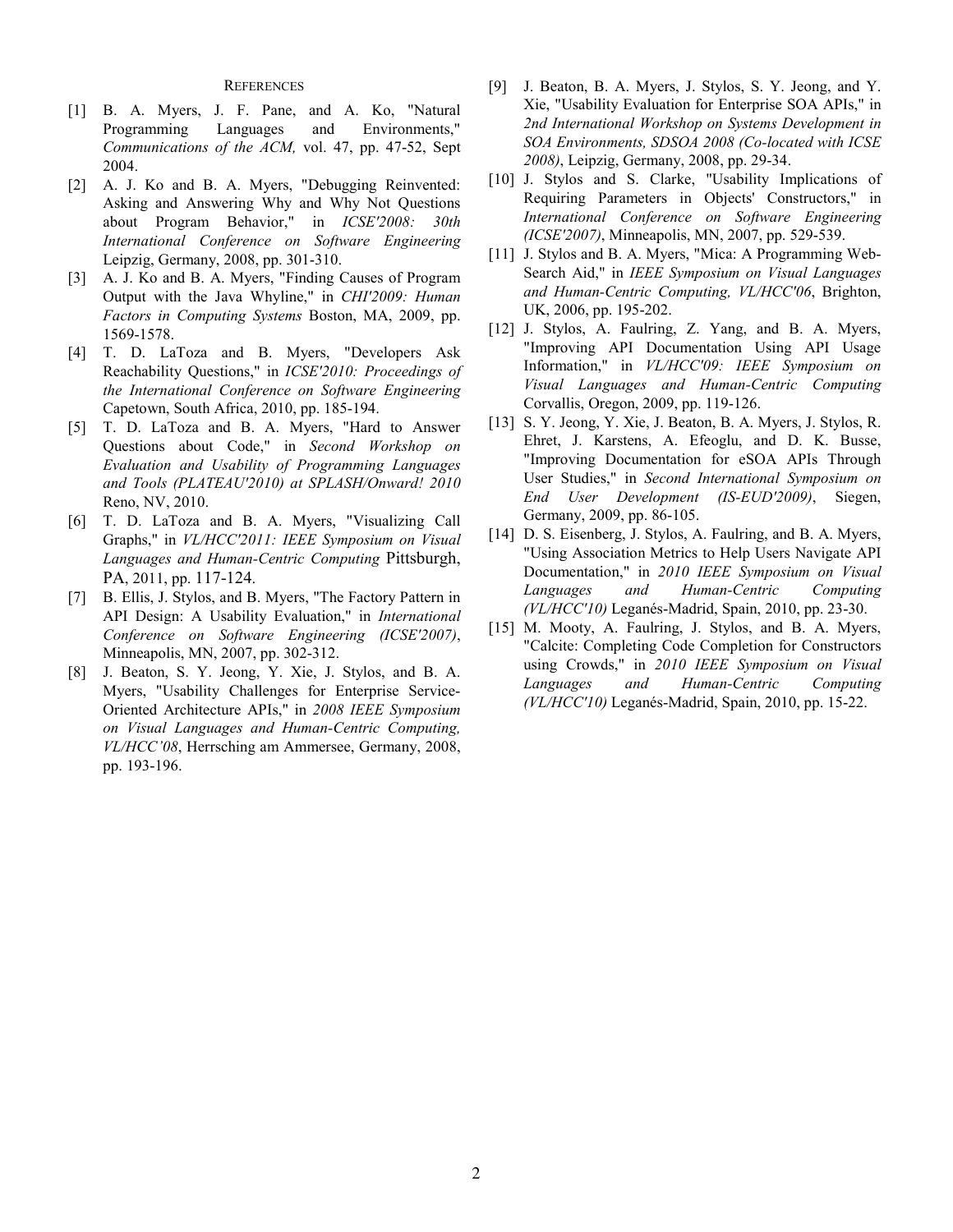## References

[1] B. A. Myers, J. F. Pane, and A. Ko, "Natural Programming Languages and Environments," *Communications of the ACM,* vol. 47, pp. 47-52, Sept 2004.

[2] A. J. Ko and B. A. Myers, "Debugging Reinvented: Asking and Answering Why and Why Not Questions about Program Behavior," in *ICSE'2008: 30th International Conference on Software Engineering* Leipzig, Germany, 2008, pp. 301-310.

[3] A. J. Ko and B. A. Myers, "Finding Causes of Program Output with the Java Whyline," in *CHI'2009: Human Factors in Computing Systems* Boston, MA, 2009, pp. 1569-1578.

[4] T. D. LaToza and B. Myers, "Developers Ask Reachability Questions," in *ICSE'2010: Proceedings of the International Conference on Software Engineering* Capetown, South Africa, 2010, pp. 185-194.

[5] T. D. LaToza and B. A. Myers, "Hard to Answer Questions about Code," in *Second Workshop on Evaluation and Usability of Programming Languages and Tools (PLATEAU'2010) at SPLASH/Onward! 2010* Reno, NV, 2010.

[6] T. D. LaToza and B. A. Myers, "Visualizing Call Graphs," in *VL/HCC'2011: IEEE Symposium on Visual Languages and Human-Centric Computing* Pittsburgh, PA, 2011, pp. 117-124.

[7] B. Ellis, J. Stylos, and B. Myers, "The Factory Pattern in API Design: A Usability Evaluation," in *International Conference on Software Engineering (ICSE'2007)*, Minneapolis, MN, 2007, pp. 302-312.

[8] J. Beaton, S. Y. Jeong, Y. Xie, J. Stylos, and B. A. Myers, "Usability Challenges for Enterprise Service-Oriented Architecture APIs," in *2008 IEEE Symposium on Visual Languages and Human-Centric Computing, VL/HCC'08*, Herrsching am Ammersee, Germany, 2008, pp. 193-196.

[9] J. Beaton, B. A. Myers, J. Stylos, S. Y. Jeong, and Y. Xie, "Usability Evaluation for Enterprise SOA APIs," in *2nd International Workshop on Systems Development in SOA Environments, SDSOA 2008 (Co-located with ICSE 2008)*, Leipzig, Germany, 2008, pp. 29-34.

[10] J. Stylos and S. Clarke, "Usability Implications of Requiring Parameters in Objects' Constructors," in *International Conference on Software Engineering (ICSE'2007)*, Minneapolis, MN, 2007, pp. 529-539.

[11] J. Stylos and B. A. Myers, "Mica: A Programming Web-Search Aid," in *IEEE Symposium on Visual Languages and Human-Centric Computing, VL/HCC'06*, Brighton, UK, 2006, pp. 195-202.

[12] J. Stylos, A. Faulring, Z. Yang, and B. A. Myers, "Improving API Documentation Using API Usage Information," in *VL/HCC'09: IEEE Symposium on Visual Languages and Human-Centric Computing* Corvallis, Oregon, 2009, pp. 119-126.

[13] S. Y. Jeong, Y. Xie, J. Beaton, B. A. Myers, J. Stylos, R. Ehret, J. Karstens, A. Efeoglu, and D. K. Busse, "Improving Documentation for eSOA APIs Through User Studies," in *Second International Symposium on End User Development (IS-EUD'2009)*, Siegen, Germany, 2009, pp. 86-105.

[14] D. S. Eisenberg, J. Stylos, A. Faulring, and B. A. Myers, "Using Association Metrics to Help Users Navigate API Documentation," in *2010 IEEE Symposium on Visual Languages and Human-Centric Computing (VL/HCC'10)* Leganés-Madrid, Spain, 2010, pp. 23-30.

[15] M. Mooty, A. Faulring, J. Stylos, and B. A. Myers, "Calcite: Completing Code Completion for Constructors using Crowds," in *2010 IEEE Symposium on Visual Languages and Human-Centric Computing (VL/HCC'10)* Leganés-Madrid, Spain, 2010, pp. 15-22.